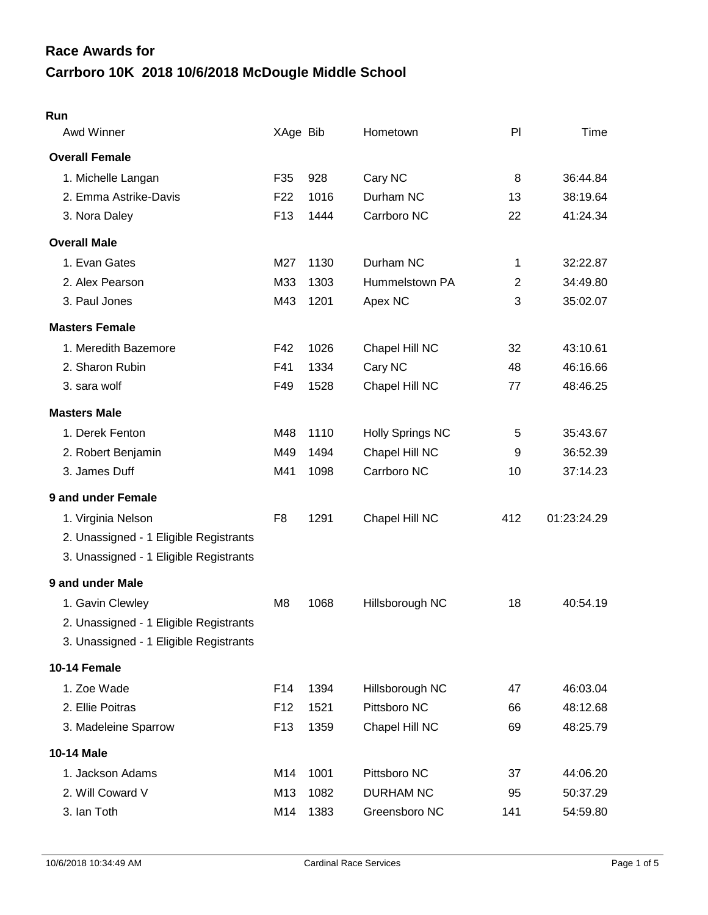# Race Awards for

# Carrboro 10K 2018 10/6/2018 McDougle Middle School

## Run

| Awd Winner | XAge | Bib | Hometown | Pl | Time |
|---|---|---|---|---|---|
| **Overall Female** | | | | | |
| 1. Michelle Langan | F35 | 928 | Cary NC | 8 | 36:44.84 |
| 2. Emma Astrike-Davis | F22 | 1016 | Durham NC | 13 | 38:19.64 |
| 3. Nora Daley | F13 | 1444 | Carrboro NC | 22 | 41:24.34 |
| **Overall Male** | | | | | |
| 1. Evan Gates | M27 | 1130 | Durham NC | 1 | 32:22.87 |
| 2. Alex Pearson | M33 | 1303 | Hummelstown PA | 2 | 34:49.80 |
| 3. Paul Jones | M43 | 1201 | Apex NC | 3 | 35:02.07 |
| **Masters Female** | | | | | |
| 1. Meredith Bazemore | F42 | 1026 | Chapel Hill NC | 32 | 43:10.61 |
| 2. Sharon Rubin | F41 | 1334 | Cary NC | 48 | 46:16.66 |
| 3. sara wolf | F49 | 1528 | Chapel Hill NC | 77 | 48:46.25 |
| **Masters Male** | | | | | |
| 1. Derek Fenton | M48 | 1110 | Holly Springs NC | 5 | 35:43.67 |
| 2. Robert Benjamin | M49 | 1494 | Chapel Hill NC | 9 | 36:52.39 |
| 3. James Duff | M41 | 1098 | Carrboro NC | 10 | 37:14.23 |
| **9 and under Female** | | | | | |
| 1. Virginia Nelson | F8 | 1291 | Chapel Hill NC | 412 | 01:23:24.29 |
| 2. Unassigned - 1 Eligible Registrants | | | | | |
| 3. Unassigned - 1 Eligible Registrants | | | | | |
| **9 and under Male** | | | | | |
| 1. Gavin Clewley | M8 | 1068 | Hillsborough NC | 18 | 40:54.19 |
| 2. Unassigned - 1 Eligible Registrants | | | | | |
| 3. Unassigned - 1 Eligible Registrants | | | | | |
| **10-14 Female** | | | | | |
| 1. Zoe Wade | F14 | 1394 | Hillsborough NC | 47 | 46:03.04 |
| 2. Ellie Poitras | F12 | 1521 | Pittsboro NC | 66 | 48:12.68 |
| 3. Madeleine Sparrow | F13 | 1359 | Chapel Hill NC | 69 | 48:25.79 |
| **10-14 Male** | | | | | |
| 1. Jackson Adams | M14 | 1001 | Pittsboro NC | 37 | 44:06.20 |
| 2. Will Coward V | M13 | 1082 | DURHAM NC | 95 | 50:37.29 |
| 3. Ian Toth | M14 | 1383 | Greensboro NC | 141 | 54:59.80 |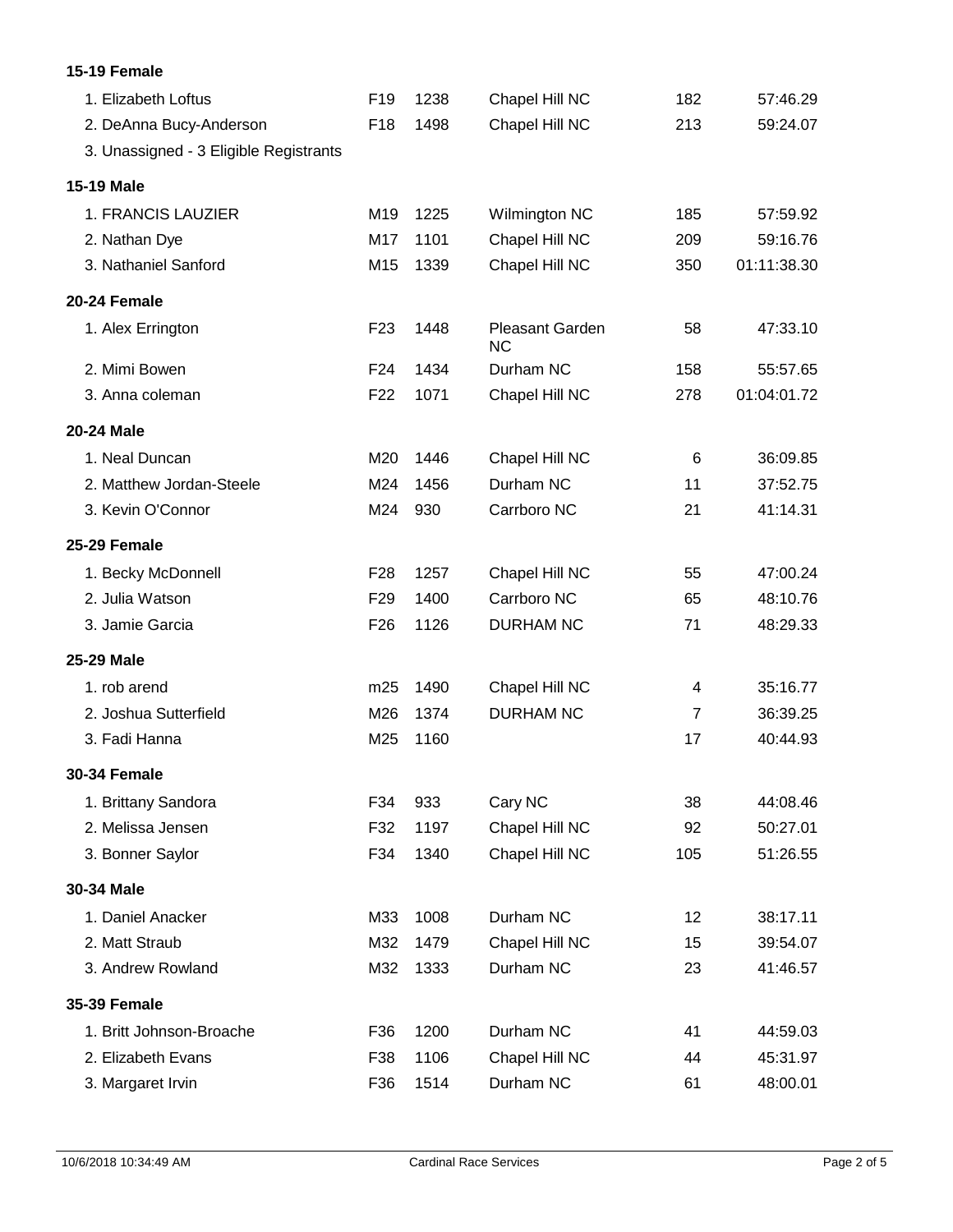**15-19 Female**

| | | | | | |
|---|---|---|---|---|---|
| 1. Elizabeth Loftus | F19 | 1238 | Chapel Hill NC | 182 | 57:46.29 |
| 2. DeAnna Bucy-Anderson | F18 | 1498 | Chapel Hill NC | 213 | 59:24.07 |
| 3. Unassigned - 3 Eligible Registrants | | | | | |

**15-19 Male**

| | | | | | |
|---|---|---|---|---|---|
| 1. FRANCIS LAUZIER | M19 | 1225 | Wilmington NC | 185 | 57:59.92 |
| 2. Nathan Dye | M17 | 1101 | Chapel Hill NC | 209 | 59:16.76 |
| 3. Nathaniel Sanford | M15 | 1339 | Chapel Hill NC | 350 | 01:11:38.30 |

**20-24 Female**

| | | | | | |
|---|---|---|---|---|---|
| 1. Alex Errington | F23 | 1448 | Pleasant Garden NC | 58 | 47:33.10 |
| 2. Mimi Bowen | F24 | 1434 | Durham NC | 158 | 55:57.65 |
| 3. Anna coleman | F22 | 1071 | Chapel Hill NC | 278 | 01:04:01.72 |

**20-24 Male**

| | | | | | |
|---|---|---|---|---|---|
| 1. Neal Duncan | M20 | 1446 | Chapel Hill NC | 6 | 36:09.85 |
| 2. Matthew Jordan-Steele | M24 | 1456 | Durham NC | 11 | 37:52.75 |
| 3. Kevin O'Connor | M24 | 930 | Carrboro NC | 21 | 41:14.31 |

**25-29 Female**

| | | | | | |
|---|---|---|---|---|---|
| 1. Becky McDonnell | F28 | 1257 | Chapel Hill NC | 55 | 47:00.24 |
| 2. Julia Watson | F29 | 1400 | Carrboro NC | 65 | 48:10.76 |
| 3. Jamie Garcia | F26 | 1126 | DURHAM NC | 71 | 48:29.33 |

**25-29 Male**

| | | | | | |
|---|---|---|---|---|---|
| 1. rob arend | m25 | 1490 | Chapel Hill NC | 4 | 35:16.77 |
| 2. Joshua Sutterfield | M26 | 1374 | DURHAM NC | 7 | 36:39.25 |
| 3. Fadi Hanna | M25 | 1160 | | 17 | 40:44.93 |

**30-34 Female**

| | | | | | |
|---|---|---|---|---|---|
| 1. Brittany Sandora | F34 | 933 | Cary NC | 38 | 44:08.46 |
| 2. Melissa Jensen | F32 | 1197 | Chapel Hill NC | 92 | 50:27.01 |
| 3. Bonner Saylor | F34 | 1340 | Chapel Hill NC | 105 | 51:26.55 |

**30-34 Male**

| | | | | | |
|---|---|---|---|---|---|
| 1. Daniel Anacker | M33 | 1008 | Durham NC | 12 | 38:17.11 |
| 2. Matt Straub | M32 | 1479 | Chapel Hill NC | 15 | 39:54.07 |
| 3. Andrew Rowland | M32 | 1333 | Durham NC | 23 | 41:46.57 |

**35-39 Female**

| | | | | | |
|---|---|---|---|---|---|
| 1. Britt Johnson-Broache | F36 | 1200 | Durham NC | 41 | 44:59.03 |
| 2. Elizabeth Evans | F38 | 1106 | Chapel Hill NC | 44 | 45:31.97 |
| 3. Margaret Irvin | F36 | 1514 | Durham NC | 61 | 48:00.01 |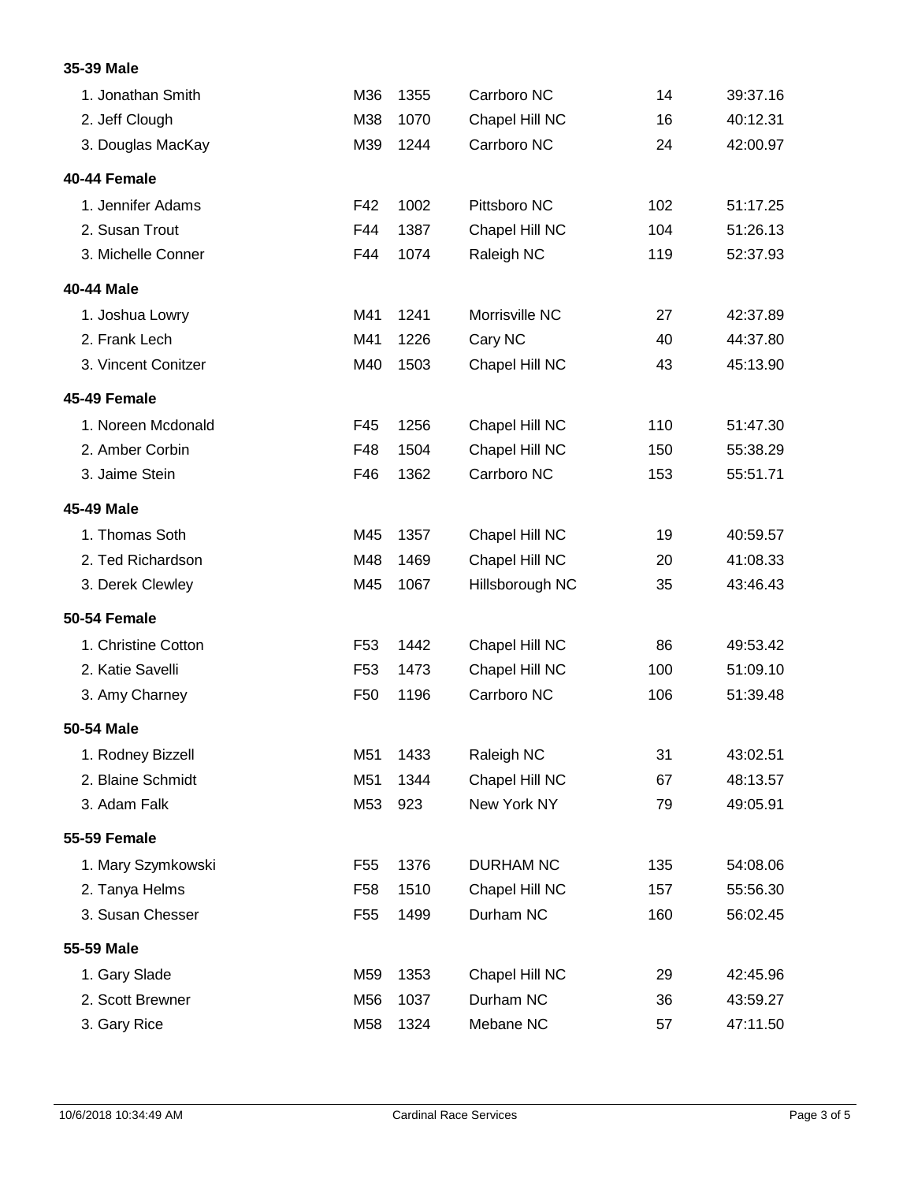**35-39 Male**

| | | | | | |
|---|---|---|---|---|---|
| 1. Jonathan Smith | M36 | 1355 | Carrboro NC | 14 | 39:37.16 |
| 2. Jeff Clough | M38 | 1070 | Chapel Hill NC | 16 | 40:12.31 |
| 3. Douglas MacKay | M39 | 1244 | Carrboro NC | 24 | 42:00.97 |

**40-44 Female**

| | | | | | |
|---|---|---|---|---|---|
| 1. Jennifer Adams | F42 | 1002 | Pittsboro NC | 102 | 51:17.25 |
| 2. Susan Trout | F44 | 1387 | Chapel Hill NC | 104 | 51:26.13 |
| 3. Michelle Conner | F44 | 1074 | Raleigh NC | 119 | 52:37.93 |

**40-44 Male**

| | | | | | |
|---|---|---|---|---|---|
| 1. Joshua Lowry | M41 | 1241 | Morrisville NC | 27 | 42:37.89 |
| 2. Frank Lech | M41 | 1226 | Cary NC | 40 | 44:37.80 |
| 3. Vincent Conitzer | M40 | 1503 | Chapel Hill NC | 43 | 45:13.90 |

**45-49 Female**

| | | | | | |
|---|---|---|---|---|---|
| 1. Noreen Mcdonald | F45 | 1256 | Chapel Hill NC | 110 | 51:47.30 |
| 2. Amber Corbin | F48 | 1504 | Chapel Hill NC | 150 | 55:38.29 |
| 3. Jaime Stein | F46 | 1362 | Carrboro NC | 153 | 55:51.71 |

**45-49 Male**

| | | | | | |
|---|---|---|---|---|---|
| 1. Thomas Soth | M45 | 1357 | Chapel Hill NC | 19 | 40:59.57 |
| 2. Ted Richardson | M48 | 1469 | Chapel Hill NC | 20 | 41:08.33 |
| 3. Derek Clewley | M45 | 1067 | Hillsborough NC | 35 | 43:46.43 |

**50-54 Female**

| | | | | | |
|---|---|---|---|---|---|
| 1. Christine Cotton | F53 | 1442 | Chapel Hill NC | 86 | 49:53.42 |
| 2. Katie Savelli | F53 | 1473 | Chapel Hill NC | 100 | 51:09.10 |
| 3. Amy Charney | F50 | 1196 | Carrboro NC | 106 | 51:39.48 |

**50-54 Male**

| | | | | | |
|---|---|---|---|---|---|
| 1. Rodney Bizzell | M51 | 1433 | Raleigh NC | 31 | 43:02.51 |
| 2. Blaine Schmidt | M51 | 1344 | Chapel Hill NC | 67 | 48:13.57 |
| 3. Adam Falk | M53 | 923 | New York NY | 79 | 49:05.91 |

**55-59 Female**

| | | | | | |
|---|---|---|---|---|---|
| 1. Mary Szymkowski | F55 | 1376 | DURHAM NC | 135 | 54:08.06 |
| 2. Tanya Helms | F58 | 1510 | Chapel Hill NC | 157 | 55:56.30 |
| 3. Susan Chesser | F55 | 1499 | Durham NC | 160 | 56:02.45 |

**55-59 Male**

| | | | | | |
|---|---|---|---|---|---|
| 1. Gary Slade | M59 | 1353 | Chapel Hill NC | 29 | 42:45.96 |
| 2. Scott Brewner | M56 | 1037 | Durham NC | 36 | 43:59.27 |
| 3. Gary Rice | M58 | 1324 | Mebane NC | 57 | 47:11.50 |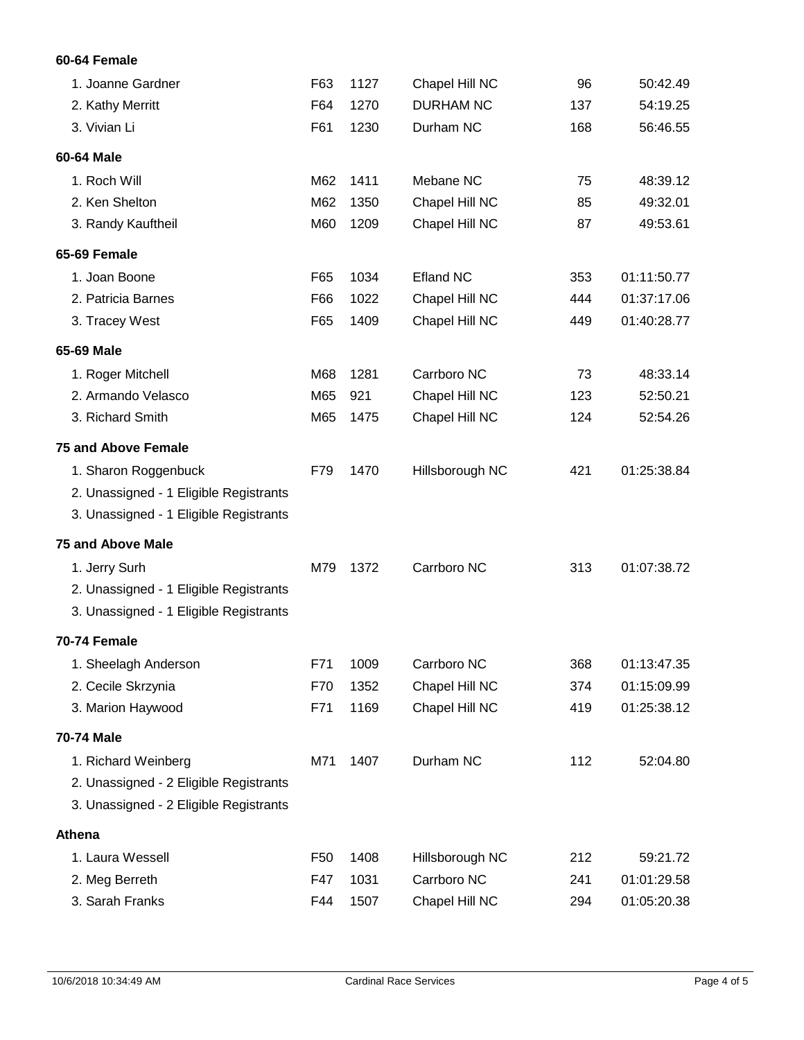**60-64 Female**

| | | | | | |
|---|---|---|---|---|---|
| 1. Joanne Gardner | F63 | 1127 | Chapel Hill NC | 96 | 50:42.49 |
| 2. Kathy Merritt | F64 | 1270 | DURHAM NC | 137 | 54:19.25 |
| 3. Vivian Li | F61 | 1230 | Durham NC | 168 | 56:46.55 |

**60-64 Male**

| | | | | | |
|---|---|---|---|---|---|
| 1. Roch Will | M62 | 1411 | Mebane NC | 75 | 48:39.12 |
| 2. Ken Shelton | M62 | 1350 | Chapel Hill NC | 85 | 49:32.01 |
| 3. Randy Kauftheil | M60 | 1209 | Chapel Hill NC | 87 | 49:53.61 |

**65-69 Female**

| | | | | | |
|---|---|---|---|---|---|
| 1. Joan Boone | F65 | 1034 | Efland NC | 353 | 01:11:50.77 |
| 2. Patricia Barnes | F66 | 1022 | Chapel Hill NC | 444 | 01:37:17.06 |
| 3. Tracey West | F65 | 1409 | Chapel Hill NC | 449 | 01:40:28.77 |

**65-69 Male**

| | | | | | |
|---|---|---|---|---|---|
| 1. Roger Mitchell | M68 | 1281 | Carrboro NC | 73 | 48:33.14 |
| 2. Armando Velasco | M65 | 921 | Chapel Hill NC | 123 | 52:50.21 |
| 3. Richard Smith | M65 | 1475 | Chapel Hill NC | 124 | 52:54.26 |

**75 and Above Female**

| | | | | | |
|---|---|---|---|---|---|
| 1. Sharon Roggenbuck | F79 | 1470 | Hillsborough NC | 421 | 01:25:38.84 |
| 2. Unassigned - 1 Eligible Registrants | | | | | |
| 3. Unassigned - 1 Eligible Registrants | | | | | |

**75 and Above Male**

| | | | | | |
|---|---|---|---|---|---|
| 1. Jerry Surh | M79 | 1372 | Carrboro NC | 313 | 01:07:38.72 |
| 2. Unassigned - 1 Eligible Registrants | | | | | |
| 3. Unassigned - 1 Eligible Registrants | | | | | |

**70-74 Female**

| | | | | | |
|---|---|---|---|---|---|
| 1. Sheelagh Anderson | F71 | 1009 | Carrboro NC | 368 | 01:13:47.35 |
| 2. Cecile Skrzynia | F70 | 1352 | Chapel Hill NC | 374 | 01:15:09.99 |
| 3. Marion Haywood | F71 | 1169 | Chapel Hill NC | 419 | 01:25:38.12 |

**70-74 Male**

| | | | | | |
|---|---|---|---|---|---|
| 1. Richard Weinberg | M71 | 1407 | Durham NC | 112 | 52:04.80 |
| 2. Unassigned - 2 Eligible Registrants | | | | | |
| 3. Unassigned - 2 Eligible Registrants | | | | | |

**Athena**

| | | | | | |
|---|---|---|---|---|---|
| 1. Laura Wessell | F50 | 1408 | Hillsborough NC | 212 | 59:21.72 |
| 2. Meg Berreth | F47 | 1031 | Carrboro NC | 241 | 01:01:29.58 |
| 3. Sarah Franks | F44 | 1507 | Chapel Hill NC | 294 | 01:05:20.38 |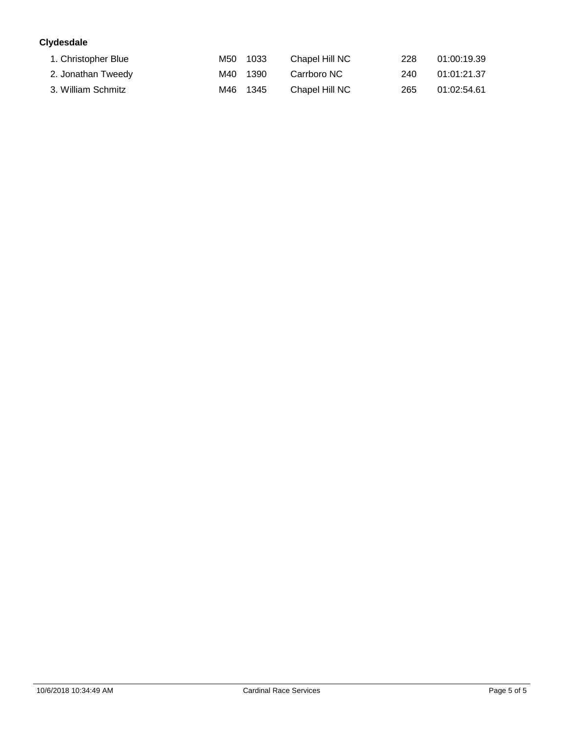### Clydesdale

| | | | | | |
|---|---|---|---|---|---|
| 1. Christopher Blue | M50 | 1033 | Chapel Hill NC | 228 | 01:00:19.39 |
| 2. Jonathan Tweedy | M40 | 1390 | Carrboro NC | 240 | 01:01:21.37 |
| 3. William Schmitz | M46 | 1345 | Chapel Hill NC | 265 | 01:02:54.61 |